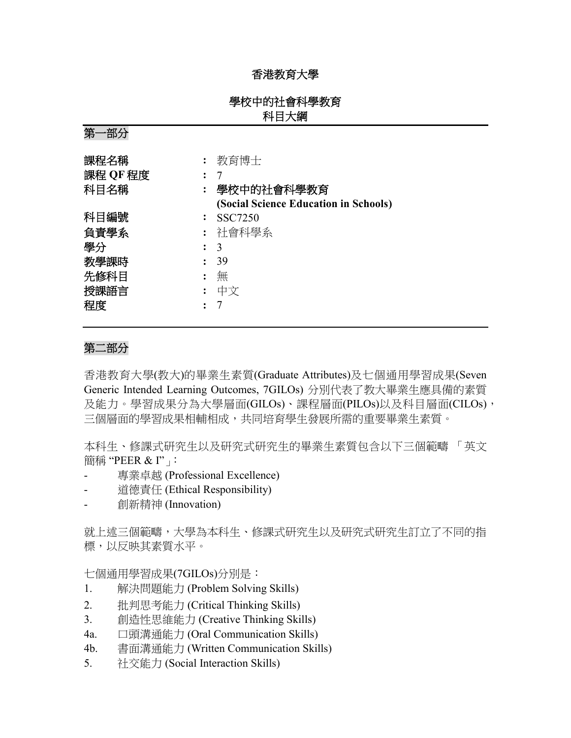# 香港教育大學

## 學校中的社會科學教育
## 科目大綱

## 第一部分

| | | |
|---|---|---|
| **課程名稱** | **:** | 教育博士 |
| **課程 QF 程度** | **:** | 7 |
| **科目名稱** | **:** | **學校中的社會科學教育 (Social Science Education in Schools)** |
| **科目編號** | **:** | SSC7250 |
| **負責學系** | **:** | 社會科學系 |
| **學分** | **:** | 3 |
| **教學課時** | **:** | 39 |
| **先修科目** | **:** | 無 |
| **授課語言** | **:** | 中文 |
| **程度** | **:** | 7 |

## 第二部分

香港教育大學(教大)的畢業生素質(Graduate Attributes)及七個通用學習成果(Seven Generic Intended Learning Outcomes, 7GILOs) 分別代表了教大畢業生應具備的素質及能力。學習成果分為大學層面(GILOs)、課程層面(PILOs)以及科目層面(CILOs)，三個層面的學習成果相輔相成，共同培育學生發展所需的重要畢業生素質。

本科生、修課式研究生以及研究式研究生的畢業生素質包含以下三個範疇 「英文簡稱 "PEER & I"」：

- 專業卓越 (Professional Excellence)
- 道德責任 (Ethical Responsibility)
- 創新精神 (Innovation)

就上述三個範疇，大學為本科生、修課式研究生以及研究式研究生訂立了不同的指標，以反映其素質水平。

七個通用學習成果(7GILOs)分別是：

1. 解決問題能力 (Problem Solving Skills)
2. 批判思考能力 (Critical Thinking Skills)
3. 創造性思維能力 (Creative Thinking Skills)
4a. 口頭溝通能力 (Oral Communication Skills)
4b. 書面溝通能力 (Written Communication Skills)
5. 社交能力 (Social Interaction Skills)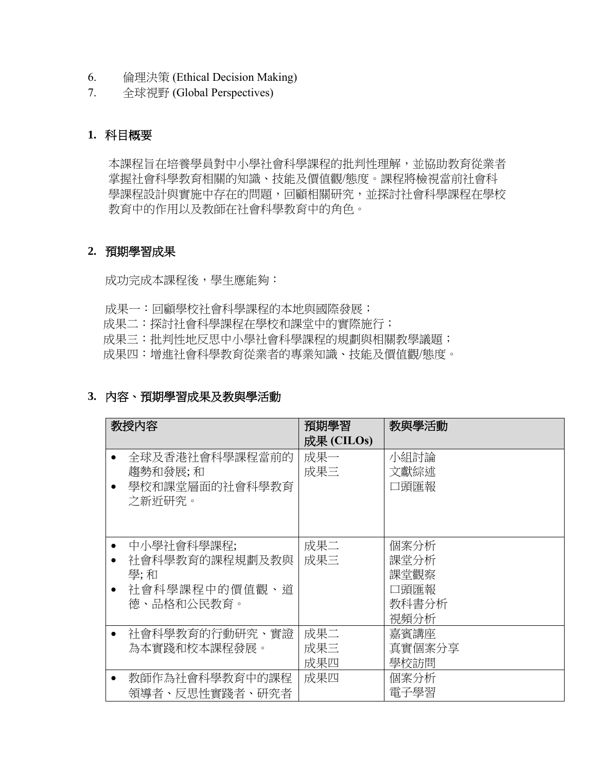6. 倫理決策 (Ethical Decision Making)
7. 全球視野 (Global Perspectives)

## 1. 科目概要

本課程旨在培養學員對中小學社會科學課程的批判性理解，並協助教育從業者掌握社會科學教育相關的知識、技能及價值觀/態度。課程將檢視當前社會科學課程設計與實施中存在的問題，回顧相關研究，並探討社會科學課程在學校教育中的作用以及教師在社會科學教育中的角色。

## 2. 預期學習成果

成功完成本課程後，學生應能夠：

成果一：回顧學校社會科學課程的本地與國際發展；
成果二：探討社會科學課程在學校和課堂中的實際施行；
成果三：批判性地反思中小學社會科學課程的規劃與相關教學議題；
成果四：增進社會科學教育從業者的專業知識、技能及價值觀/態度。

## 3. 內容、預期學習成果及教與學活動

| 教授內容 | 預期學習成果 (CILOs) | 教與學活動 |
|---|---|---|
| • 全球及香港社會科學課程當前的趨勢和發展; 和<br>• 學校和課堂層面的社會科學教育之新近研究。 | 成果一<br>成果三 | 小組討論<br>文獻綜述<br>口頭匯報 |
| • 中小學社會科學課程;<br>• 社會科學教育的課程規劃及教與學; 和<br>• 社會科學課程中的價值觀、道德、品格和公民教育。 | 成果二<br>成果三 | 個案分析<br>課堂分析<br>課堂觀察<br>口頭匯報<br>教科書分析<br>視頻分析 |
| • 社會科學教育的行動研究、實證為本實踐和校本課程發展。 | 成果二<br>成果三<br>成果四 | 嘉賓講座<br>真實個案分享<br>學校訪問 |
| • 教師作為社會科學教育中的課程領導者、反思性實踐者、研究者 | 成果四 | 個案分析<br>電子學習 |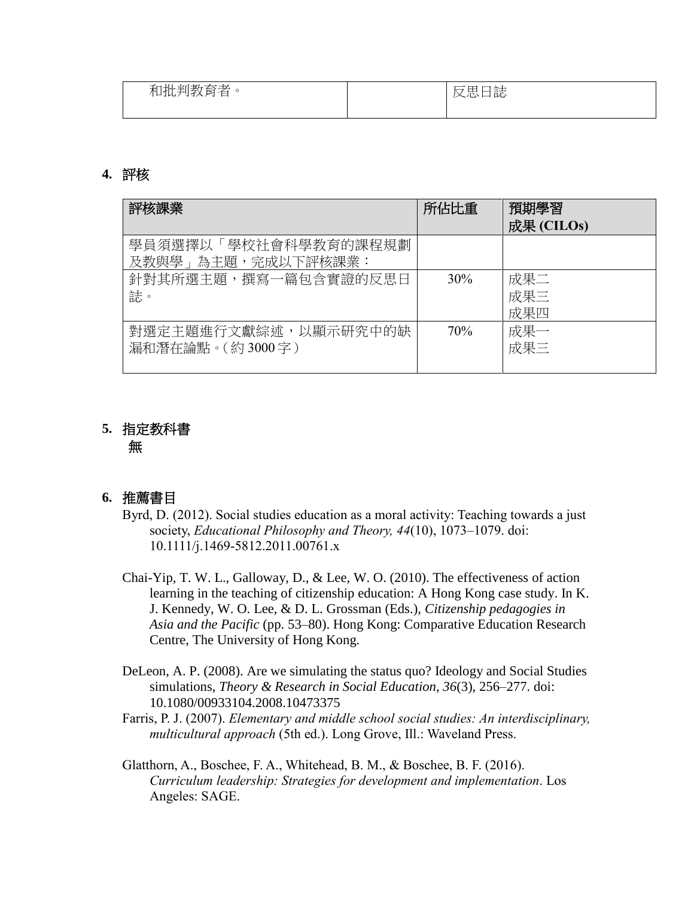| 和批判教育者。 | | 反思日誌 |
|---|---|---|

**4.** **評核**

| 評核課業 | 所佔比重 | 預期學習成果 (CILOs) |
|---|---|---|
| 學員須選擇以「學校社會科學教育的課程規劃及教與學」為主題，完成以下評核課業： | | |
| 針對其所選主題，撰寫一篇包含實證的反思日誌。 | 30% | 成果二<br>成果三<br>成果四 |
| 對選定主題進行文獻綜述，以顯示研究中的缺漏和潛在論點。(約 3000 字) | 70% | 成果一<br>成果三 |

**5.** **指定教科書**

無

**6.** **推薦書目**

Byrd, D. (2012). Social studies education as a moral activity: Teaching towards a just society, *Educational Philosophy and Theory, 44*(10), 1073–1079. doi: 10.1111/j.1469-5812.2011.00761.x

Chai-Yip, T. W. L., Galloway, D., & Lee, W. O. (2010). The effectiveness of action learning in the teaching of citizenship education: A Hong Kong case study. In K. J. Kennedy, W. O. Lee, & D. L. Grossman (Eds.), *Citizenship pedagogies in Asia and the Pacific* (pp. 53–80). Hong Kong: Comparative Education Research Centre, The University of Hong Kong.

DeLeon, A. P. (2008). Are we simulating the status quo? Ideology and Social Studies simulations, *Theory & Research in Social Education, 36*(3), 256–277. doi: 10.1080/00933104.2008.10473375

Farris, P. J. (2007). *Elementary and middle school social studies: An interdisciplinary, multicultural approach* (5th ed.). Long Grove, Ill.: Waveland Press.

Glatthorn, A., Boschee, F. A., Whitehead, B. M., & Boschee, B. F. (2016). *Curriculum leadership: Strategies for development and implementation*. Los Angeles: SAGE.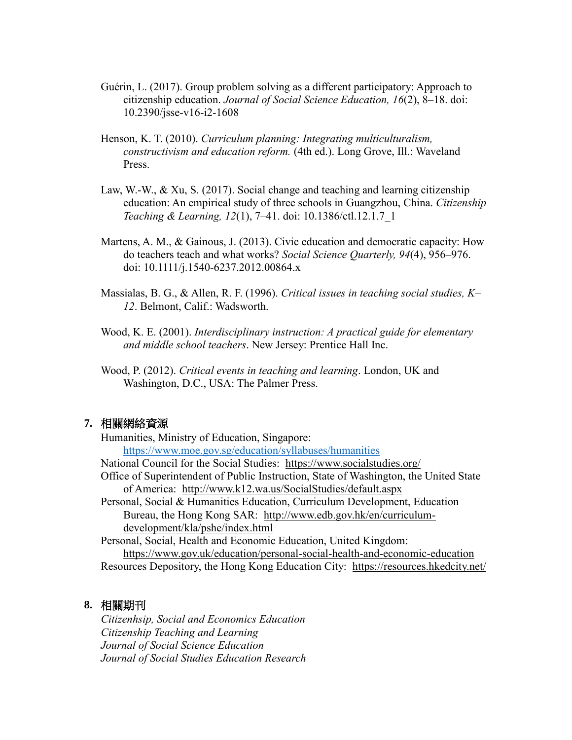Guérin, L. (2017). Group problem solving as a different participatory: Approach to citizenship education. *Journal of Social Science Education, 16*(2), 8–18. doi: 10.2390/jsse-v16-i2-1608

Henson, K. T. (2010). *Curriculum planning: Integrating multiculturalism, constructivism and education reform.* (4th ed.). Long Grove, Ill.: Waveland Press.

Law, W.-W., & Xu, S. (2017). Social change and teaching and learning citizenship education: An empirical study of three schools in Guangzhou, China. *Citizenship Teaching & Learning, 12*(1), 7–41. doi: 10.1386/ctl.12.1.7_1

Martens, A. M., & Gainous, J. (2013). Civic education and democratic capacity: How do teachers teach and what works? *Social Science Quarterly, 94*(4), 956–976. doi: 10.1111/j.1540-6237.2012.00864.x

Massialas, B. G., & Allen, R. F. (1996). *Critical issues in teaching social studies, K–12*. Belmont, Calif.: Wadsworth.

Wood, K. E. (2001). *Interdisciplinary instruction: A practical guide for elementary and middle school teachers*. New Jersey: Prentice Hall Inc.

Wood, P. (2012). *Critical events in teaching and learning*. London, UK and Washington, D.C., USA: The Palmer Press.

## 7. 相關網絡資源

Humanities, Ministry of Education, Singapore: https://www.moe.gov.sg/education/syllabuses/humanities

National Council for the Social Studies: https://www.socialstudies.org/

Office of Superintendent of Public Instruction, State of Washington, the United State of America: http://www.k12.wa.us/SocialStudies/default.aspx

Personal, Social & Humanities Education, Curriculum Development, Education Bureau, the Hong Kong SAR: http://www.edb.gov.hk/en/curriculum-development/kla/pshe/index.html

Personal, Social, Health and Economic Education, United Kingdom: https://www.gov.uk/education/personal-social-health-and-economic-education

Resources Depository, the Hong Kong Education City: https://resources.hkedcity.net/

## 8. 相關期刊

*Citizenhsip, Social and Economics Education*
*Citizenship Teaching and Learning*
*Journal of Social Science Education*
*Journal of Social Studies Education Research*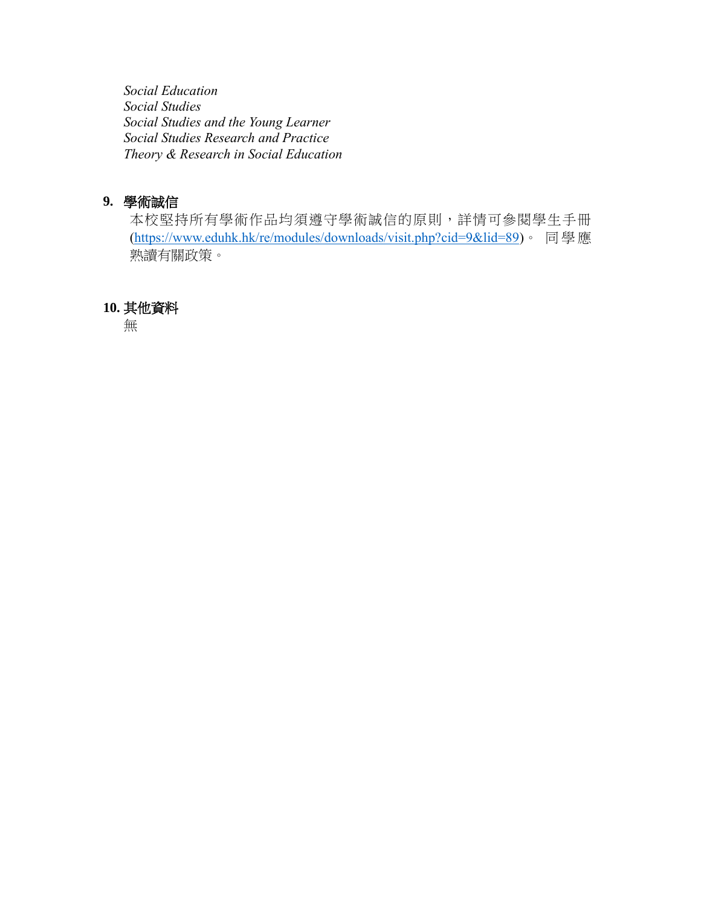*Social Education*
*Social Studies*
*Social Studies and the Young Learner*
*Social Studies Research and Practice*
*Theory & Research in Social Education*

## 9. 學術誠信

本校堅持所有學術作品均須遵守學術誠信的原則，詳情可參閱學生手冊 (https://www.eduhk.hk/re/modules/downloads/visit.php?cid=9&lid=89)。 同學應熟讀有關政策。

## 10. 其他資料

無